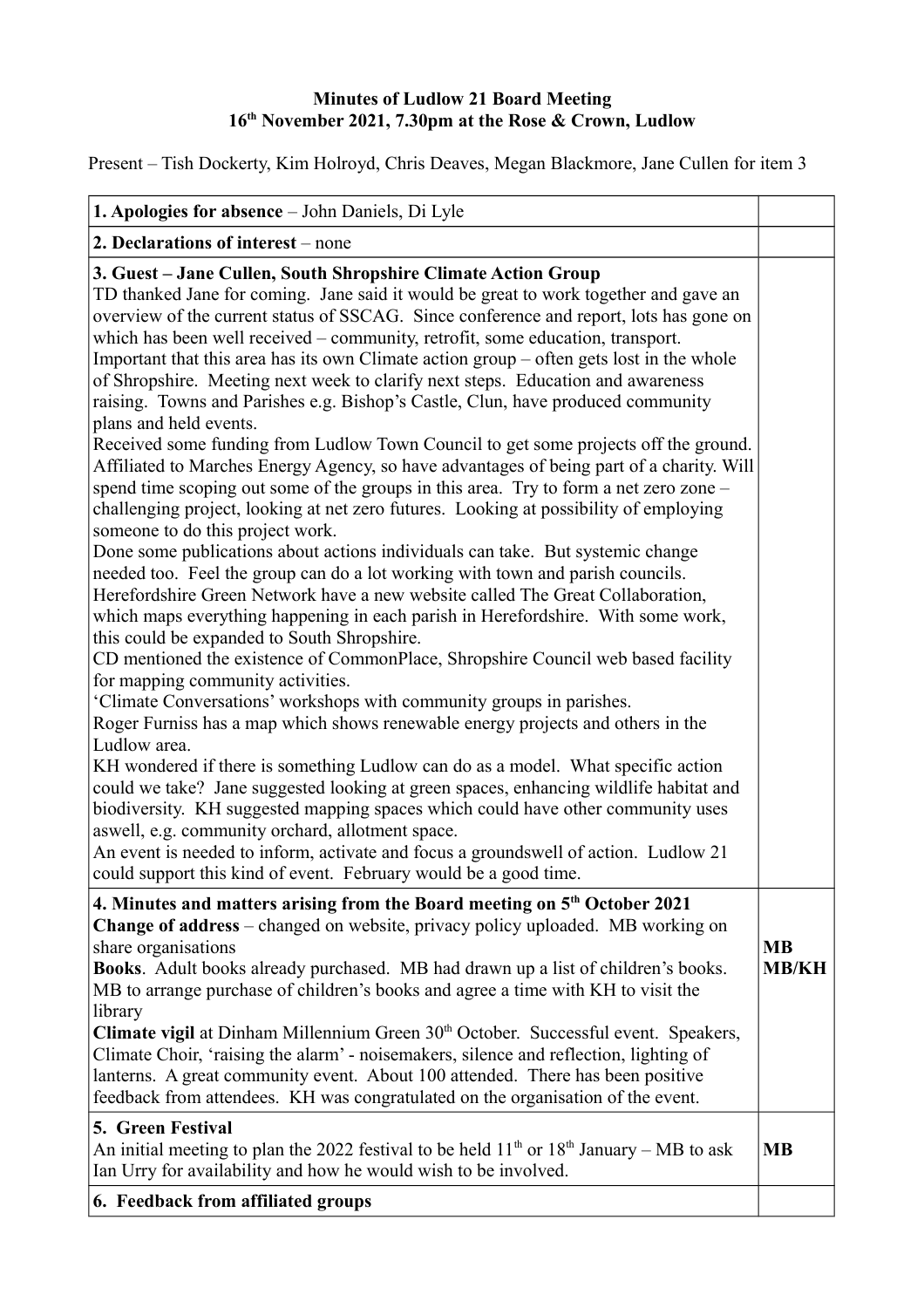**Minutes of Ludlow 21 Board Meeting**
**16th November 2021, 7.30pm at the Rose & Crown, Ludlow**

Present – Tish Dockerty, Kim Holroyd, Chris Deaves, Megan Blackmore, Jane Cullen for item 3

| | |
|---|---|
| **1. Apologies for absence** – John Daniels, Di Lyle | |
| **2. Declarations of interest** – none | |
| **3. Guest – Jane Cullen, South Shropshire Climate Action Group**<br>TD thanked Jane for coming. Jane said it would be great to work together and gave an overview of the current status of SSCAG. Since conference and report, lots has gone on which has been well received – community, retrofit, some education, transport. Important that this area has its own Climate action group – often gets lost in the whole of Shropshire. Meeting next week to clarify next steps. Education and awareness raising. Towns and Parishes e.g. Bishop's Castle, Clun, have produced community plans and held events.<br>Received some funding from Ludlow Town Council to get some projects off the ground. Affiliated to Marches Energy Agency, so have advantages of being part of a charity. Will spend time scoping out some of the groups in this area. Try to form a net zero zone – challenging project, looking at net zero futures. Looking at possibility of employing someone to do this project work.<br>Done some publications about actions individuals can take. But systemic change needed too. Feel the group can do a lot working with town and parish councils.<br>Herefordshire Green Network have a new website called The Great Collaboration, which maps everything happening in each parish in Herefordshire. With some work, this could be expanded to South Shropshire.<br>CD mentioned the existence of CommonPlace, Shropshire Council web based facility for mapping community activities.<br>'Climate Conversations' workshops with community groups in parishes.<br>Roger Furniss has a map which shows renewable energy projects and others in the Ludlow area.<br>KH wondered if there is something Ludlow can do as a model. What specific action could we take? Jane suggested looking at green spaces, enhancing wildlife habitat and biodiversity. KH suggested mapping spaces which could have other community uses aswell, e.g. community orchard, allotment space.<br>An event is needed to inform, activate and focus a groundswell of action. Ludlow 21 could support this kind of event. February would be a good time. | |
| **4. Minutes and matters arising from the Board meeting on 5th October 2021**<br>**Change of address** – changed on website, privacy policy uploaded. MB working on share organisations<br>**Books**. Adult books already purchased. MB had drawn up a list of children's books. MB to arrange purchase of children's books and agree a time with KH to visit the library<br>**Climate vigil** at Dinham Millennium Green 30th October. Successful event. Speakers, Climate Choir, 'raising the alarm' - noisemakers, silence and reflection, lighting of lanterns. A great community event. About 100 attended. There has been positive feedback from attendees. KH was congratulated on the organisation of the event. | **MB**<br>**MB/KH** |
| **5. Green Festival**<br>An initial meeting to plan the 2022 festival to be held 11th or 18th January – MB to ask Ian Urry for availability and how he would wish to be involved. | **MB** |
| **6. Feedback from affiliated groups** | |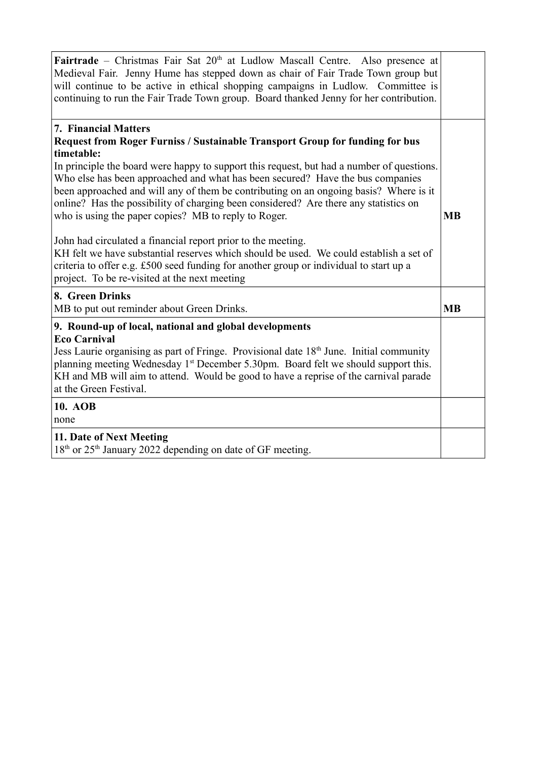| | |
|---|---|
| **Fairtrade** – Christmas Fair Sat 20th at Ludlow Mascall Centre. Also presence at Medieval Fair. Jenny Hume has stepped down as chair of Fair Trade Town group but will continue to be active in ethical shopping campaigns in Ludlow. Committee is continuing to run the Fair Trade Town group. Board thanked Jenny for her contribution. | |
| **7. Financial Matters**<br>**Request from Roger Furniss / Sustainable Transport Group for funding for bus timetable:**<br>In principle the board were happy to support this request, but had a number of questions. Who else has been approached and what has been secured? Have the bus companies been approached and will any of them be contributing on an ongoing basis? Where is it online? Has the possibility of charging been considered? Are there any statistics on who is using the paper copies? MB to reply to Roger.<br><br>John had circulated a financial report prior to the meeting.<br>KH felt we have substantial reserves which should be used. We could establish a set of criteria to offer e.g. £500 seed funding for another group or individual to start up a project. To be re-visited at the next meeting | **MB** |
| **8. Green Drinks**<br>MB to put out reminder about Green Drinks. | **MB** |
| **9. Round-up of local, national and global developments**<br>**Eco Carnival**<br>Jess Laurie organising as part of Fringe. Provisional date 18th June. Initial community planning meeting Wednesday 1st December 5.30pm. Board felt we should support this. KH and MB will aim to attend. Would be good to have a reprise of the carnival parade at the Green Festival. | |
| **10. AOB**<br>none | |
| **11. Date of Next Meeting**<br>18th or 25th January 2022 depending on date of GF meeting. | |